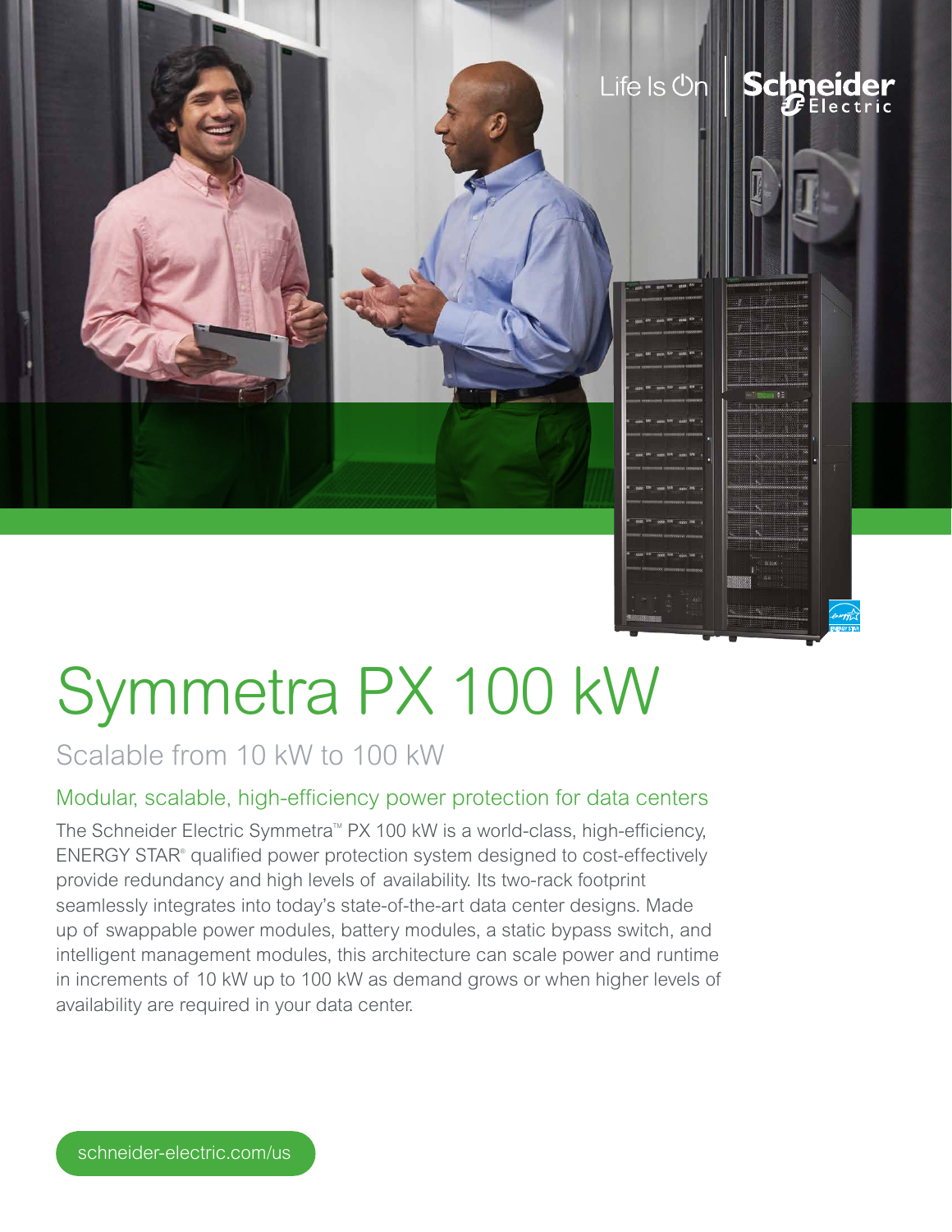# Symmetra PX 100 kW

## Scalable from 10 kW to 100 kW

### Modular, scalable, high-efficiency power protection for data centers

The Schneider Electric Symmetra™ PX 100 kW is a world-class, high-efficiency, ENERGY STAR® qualified power protection system designed to cost-effectively provide redundancy and high levels of availability. Its two-rack footprint seamlessly integrates into today's state-of-the-art data center designs. Made up of swappable power modules, battery modules, a static bypass switch, and intelligent management modules, this architecture can scale power and runtime in increments of 10 kW up to 100 kW as demand grows or when higher levels of availability are required in your data center.

schneider-electric.com/us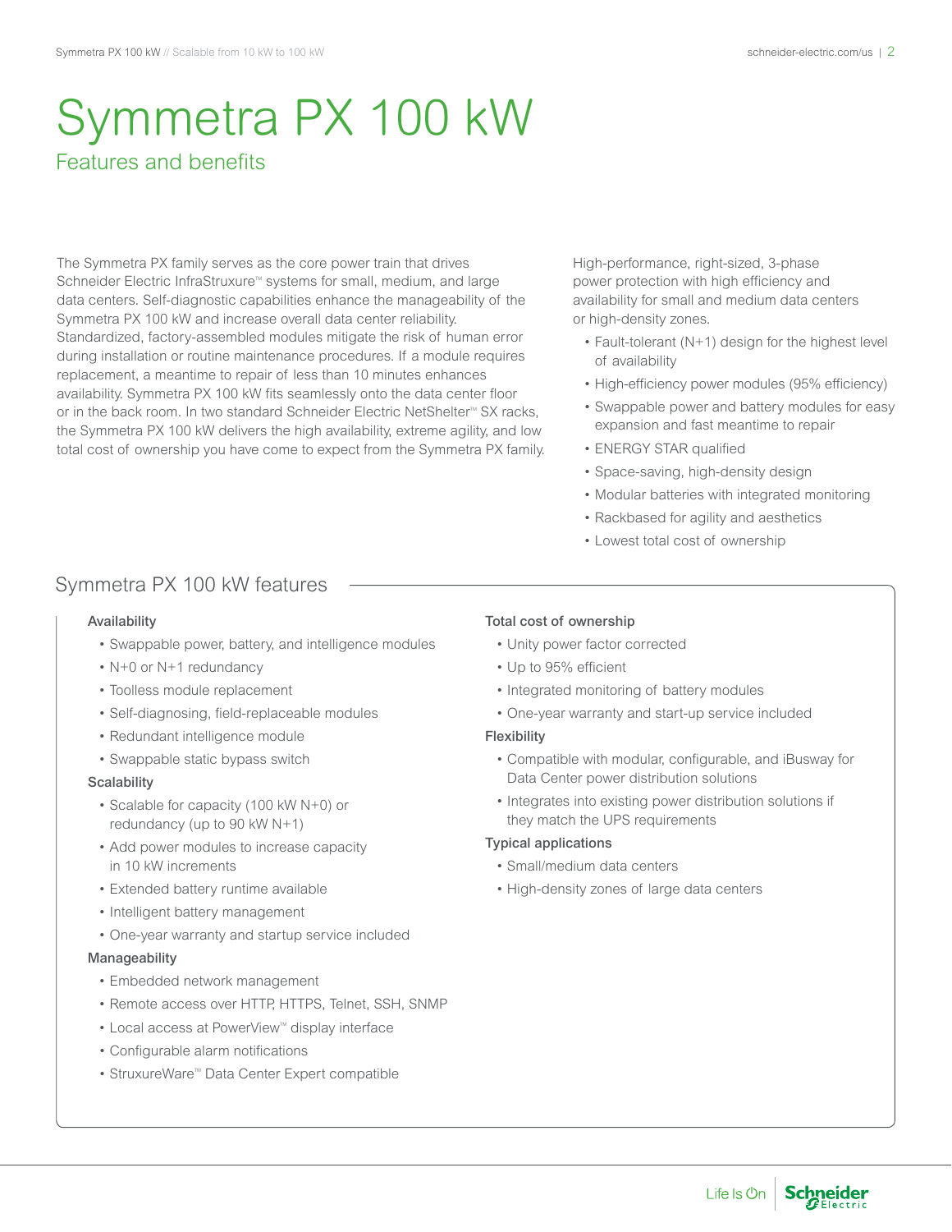# Symmetra PX 100 kW

## Features and benefits

The Symmetra PX family serves as the core power train that drives Schneider Electric InfraStruxure™ systems for small, medium, and large data centers. Self-diagnostic capabilities enhance the manageability of the Symmetra PX 100 kW and increase overall data center reliability. Standardized, factory-assembled modules mitigate the risk of human error during installation or routine maintenance procedures. If a module requires replacement, a meantime to repair of less than 10 minutes enhances availability. Symmetra PX 100 kW fits seamlessly onto the data center floor or in the back room. In two standard Schneider Electric NetShelter™ SX racks, the Symmetra PX 100 kW delivers the high availability, extreme agility, and low total cost of ownership you have come to expect from the Symmetra PX family.

High-performance, right-sized, 3-phase power protection with high efficiency and availability for small and medium data centers or high-density zones.

- Fault-tolerant (N+1) design for the highest level of availability
- High-efficiency power modules (95% efficiency)
- Swappable power and battery modules for easy expansion and fast meantime to repair
- ENERGY STAR qualified
- Space-saving, high-density design
- Modular batteries with integrated monitoring
- Rackbased for agility and aesthetics
- Lowest total cost of ownership

## Symmetra PX 100 kW features

### Availability

- Swappable power, battery, and intelligence modules
- N+0 or N+1 redundancy
- Toolless module replacement
- Self-diagnosing, field-replaceable modules
- Redundant intelligence module
- Swappable static bypass switch

### Scalability

- Scalable for capacity (100 kW N+0) or redundancy (up to 90 kW N+1)
- Add power modules to increase capacity in 10 kW increments
- Extended battery runtime available
- Intelligent battery management
- One-year warranty and startup service included

### Manageability

- Embedded network management
- Remote access over HTTP, HTTPS, Telnet, SSH, SNMP
- Local access at PowerView™ display interface
- Configurable alarm notifications
- StruxureWare™ Data Center Expert compatible

### Total cost of ownership

- Unity power factor corrected
- Up to 95% efficient
- Integrated monitoring of battery modules
- One-year warranty and start-up service included

### Flexibility

- Compatible with modular, configurable, and iBusway for Data Center power distribution solutions
- Integrates into existing power distribution solutions if they match the UPS requirements

### Typical applications

- Small/medium data centers
- High-density zones of large data centers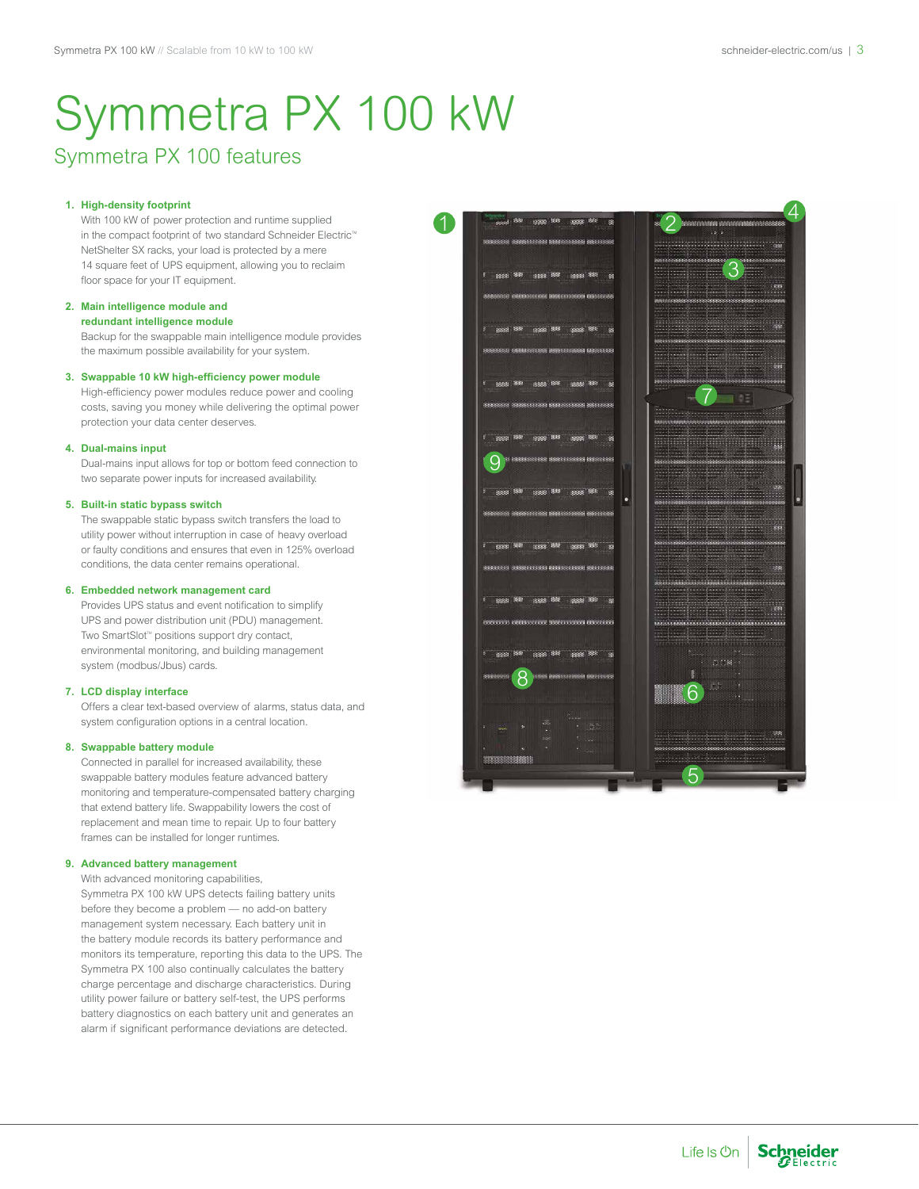# Symmetra PX 100 kW

## Symmetra PX 100 features

1. **High-density footprint**
   With 100 kW of power protection and runtime supplied in the compact footprint of two standard Schneider Electric™ NetShelter SX racks, your load is protected by a mere 14 square feet of UPS equipment, allowing you to reclaim floor space for your IT equipment.

2. **Main intelligence module and redundant intelligence module**
   Backup for the swappable main intelligence module provides the maximum possible availability for your system.

3. **Swappable 10 kW high-efficiency power module**
   High-efficiency power modules reduce power and cooling costs, saving you money while delivering the optimal power protection your data center deserves.

4. **Dual-mains input**
   Dual-mains input allows for top or bottom feed connection to two separate power inputs for increased availability.

5. **Built-in static bypass switch**
   The swappable static bypass switch transfers the load to utility power without interruption in case of heavy overload or faulty conditions and ensures that even in 125% overload conditions, the data center remains operational.

6. **Embedded network management card**
   Provides UPS status and event notification to simplify UPS and power distribution unit (PDU) management. Two SmartSlot™ positions support dry contact, environmental monitoring, and building management system (modbus/Jbus) cards.

7. **LCD display interface**
   Offers a clear text-based overview of alarms, status data, and system configuration options in a central location.

8. **Swappable battery module**
   Connected in parallel for increased availability, these swappable battery modules feature advanced battery monitoring and temperature-compensated battery charging that extend battery life. Swappability lowers the cost of replacement and mean time to repair. Up to four battery frames can be installed for longer runtimes.

9. **Advanced battery management**
   With advanced monitoring capabilities, Symmetra PX 100 kW UPS detects failing battery units before they become a problem — no add-on battery management system necessary. Each battery unit in the battery module records its battery performance and monitors its temperature, reporting this data to the UPS. The Symmetra PX 100 also continually calculates the battery charge percentage and discharge characteristics. During utility power failure or battery self-test, the UPS performs battery diagnostics on each battery unit and generates an alarm if significant performance deviations are detected.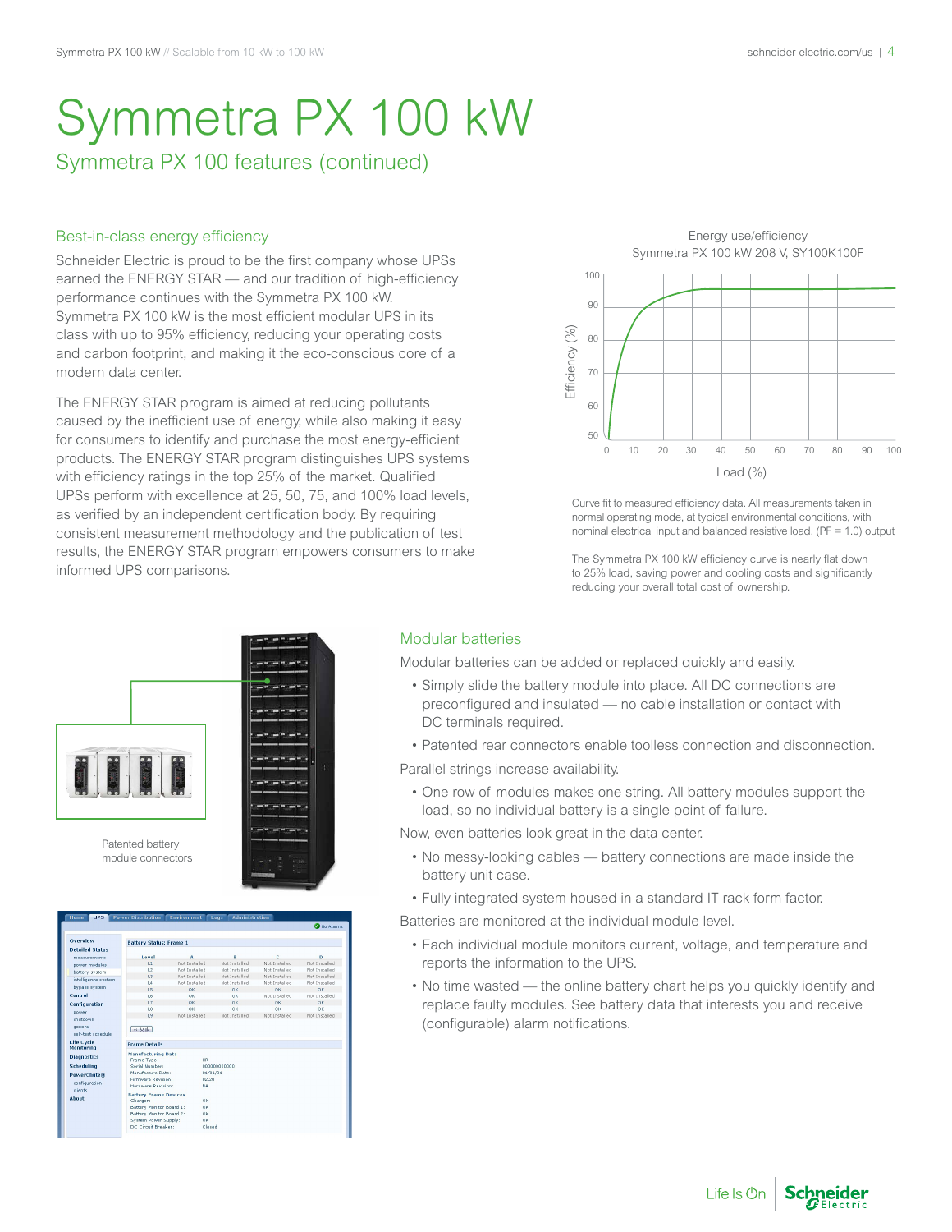# Symmetra PX 100 kW

## Symmetra PX 100 features (continued)

### Best-in-class energy efficiency

Schneider Electric is proud to be the first company whose UPSs earned the ENERGY STAR — and our tradition of high-efficiency performance continues with the Symmetra PX 100 kW. Symmetra PX 100 kW is the most efficient modular UPS in its class with up to 95% efficiency, reducing your operating costs and carbon footprint, and making it the eco-conscious core of a modern data center.

The ENERGY STAR program is aimed at reducing pollutants caused by the inefficient use of energy, while also making it easy for consumers to identify and purchase the most energy-efficient products. The ENERGY STAR program distinguishes UPS systems with efficiency ratings in the top 25% of the market. Qualified UPSs perform with excellence at 25, 50, 75, and 100% load levels, as verified by an independent certification body. By requiring consistent measurement methodology and the publication of test results, the ENERGY STAR program empowers consumers to make informed UPS comparisons.

Energy use/efficiency
Symmetra PX 100 kW 208 V, SY100K100F

Curve fit to measured efficiency data. All measurements taken in normal operating mode, at typical environmental conditions, with nominal electrical input and balanced resistive load. (PF = 1.0) output

The Symmetra PX 100 kW efficiency curve is nearly flat down to 25% load, saving power and cooling costs and significantly reducing your overall total cost of ownership.

Patented battery module connectors

### Modular batteries

Modular batteries can be added or replaced quickly and easily.

- Simply slide the battery module into place. All DC connections are preconfigured and insulated — no cable installation or contact with DC terminals required.
- Patented rear connectors enable toolless connection and disconnection.

Parallel strings increase availability.

- One row of modules makes one string. All battery modules support the load, so no individual battery is a single point of failure.

Now, even batteries look great in the data center.

- No messy-looking cables — battery connections are made inside the battery unit case.
- Fully integrated system housed in a standard IT rack form factor.

Batteries are monitored at the individual module level.

- Each individual module monitors current, voltage, and temperature and reports the information to the UPS.
- No time wasted — the online battery chart helps you quickly identify and replace faulty modules. See battery data that interests you and receive (configurable) alarm notifications.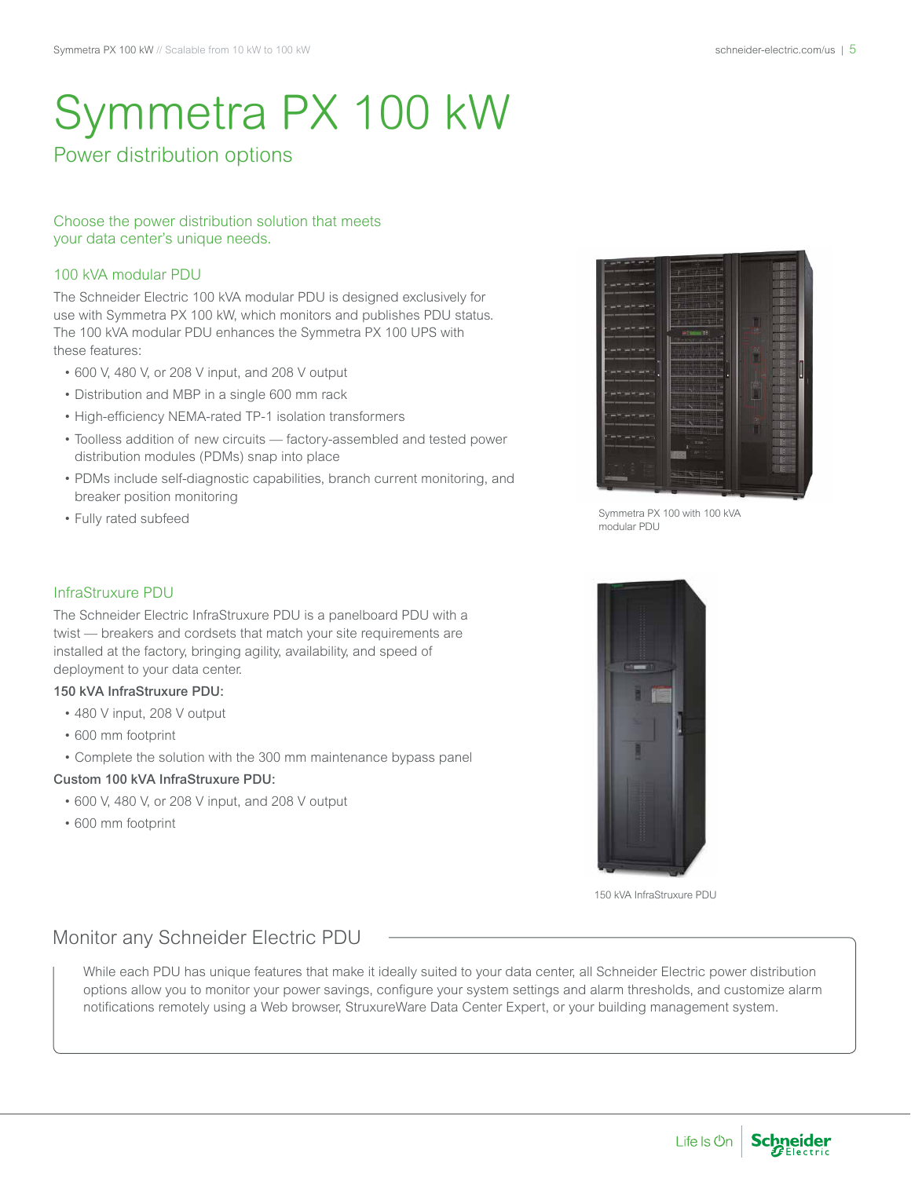# Symmetra PX 100 kW

## Power distribution options

Choose the power distribution solution that meets your data center's unique needs.

### 100 kVA modular PDU

The Schneider Electric 100 kVA modular PDU is designed exclusively for use with Symmetra PX 100 kW, which monitors and publishes PDU status. The 100 kVA modular PDU enhances the Symmetra PX 100 UPS with these features:

- 600 V, 480 V, or 208 V input, and 208 V output
- Distribution and MBP in a single 600 mm rack
- High-efficiency NEMA-rated TP-1 isolation transformers
- Toolless addition of new circuits — factory-assembled and tested power distribution modules (PDMs) snap into place
- PDMs include self-diagnostic capabilities, branch current monitoring, and breaker position monitoring
- Fully rated subfeed

Symmetra PX 100 with 100 kVA modular PDU

### InfraStruxure PDU

The Schneider Electric InfraStruxure PDU is a panelboard PDU with a twist — breakers and cordsets that match your site requirements are installed at the factory, bringing agility, availability, and speed of deployment to your data center.

**150 kVA InfraStruxure PDU:**

- 480 V input, 208 V output
- 600 mm footprint
- Complete the solution with the 300 mm maintenance bypass panel

**Custom 100 kVA InfraStruxure PDU:**

- 600 V, 480 V, or 208 V input, and 208 V output
- 600 mm footprint

150 kVA InfraStruxure PDU

### Monitor any Schneider Electric PDU

While each PDU has unique features that make it ideally suited to your data center, all Schneider Electric power distribution options allow you to monitor your power savings, configure your system settings and alarm thresholds, and customize alarm notifications remotely using a Web browser, StruxureWare Data Center Expert, or your building management system.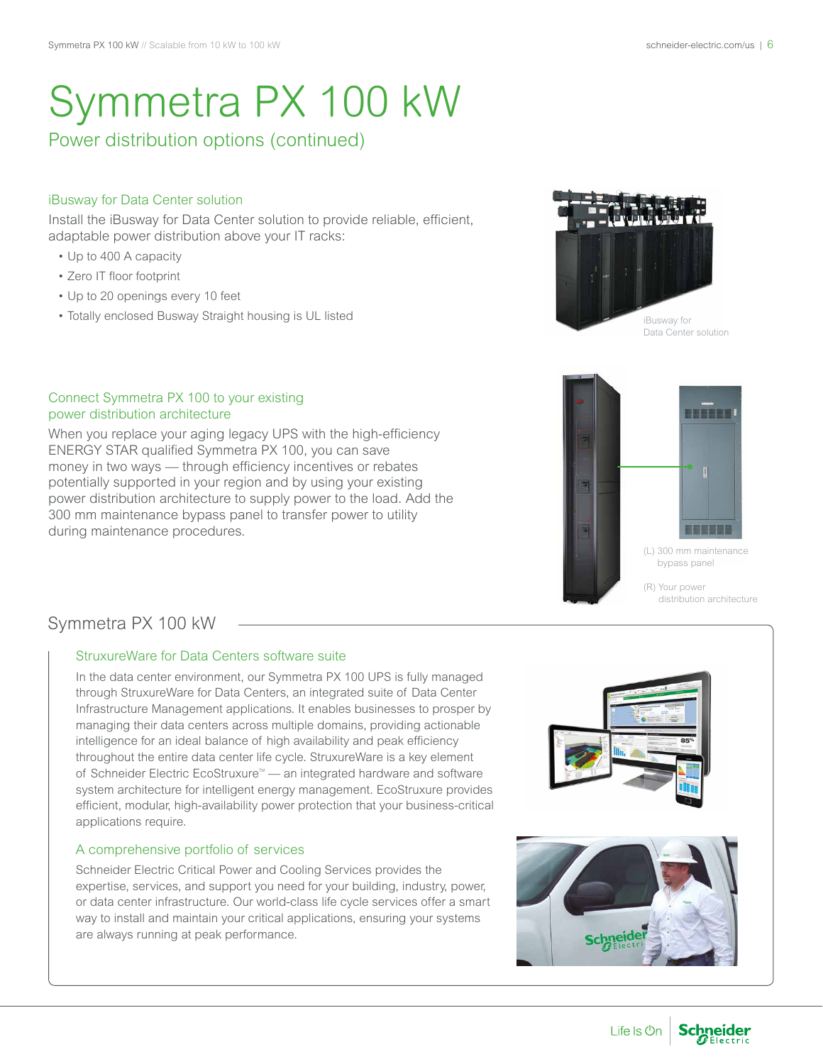# Symmetra PX 100 kW

## Power distribution options (continued)

### iBusway for Data Center solution

Install the iBusway for Data Center solution to provide reliable, efficient, adaptable power distribution above your IT racks:

- Up to 400 A capacity
- Zero IT floor footprint
- Up to 20 openings every 10 feet
- Totally enclosed Busway Straight housing is UL listed

iBusway for Data Center solution

### Connect Symmetra PX 100 to your existing power distribution architecture

When you replace your aging legacy UPS with the high-efficiency ENERGY STAR qualified Symmetra PX 100, you can save money in two ways — through efficiency incentives or rebates potentially supported in your region and by using your existing power distribution architecture to supply power to the load. Add the 300 mm maintenance bypass panel to transfer power to utility during maintenance procedures.

(L) 300 mm maintenance bypass panel

(R) Your power distribution architecture

## Symmetra PX 100 kW

### StruxureWare for Data Centers software suite

In the data center environment, our Symmetra PX 100 UPS is fully managed through StruxureWare for Data Centers, an integrated suite of Data Center Infrastructure Management applications. It enables businesses to prosper by managing their data centers across multiple domains, providing actionable intelligence for an ideal balance of high availability and peak efficiency throughout the entire data center life cycle. StruxureWare is a key element of Schneider Electric EcoStruxure™ — an integrated hardware and software system architecture for intelligent energy management. EcoStruxure provides efficient, modular, high-availability power protection that your business-critical applications require.

### A comprehensive portfolio of services

Schneider Electric Critical Power and Cooling Services provides the expertise, services, and support you need for your building, industry, power, or data center infrastructure. Our world-class life cycle services offer a smart way to install and maintain your critical applications, ensuring your systems are always running at peak performance.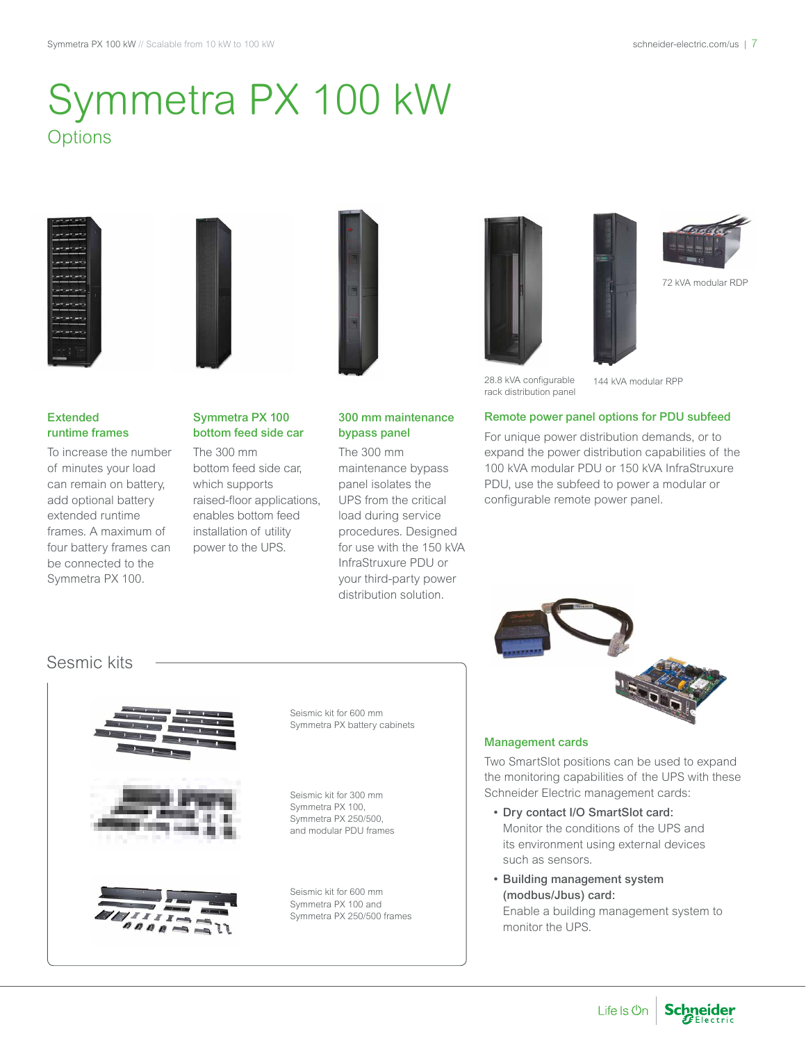# Symmetra PX 100 kW

## Options

72 kVA modular RDP

28.8 kVA configurable rack distribution panel

144 kVA modular RPP

### Extended runtime frames

To increase the number of minutes your load can remain on battery, add optional battery extended runtime frames. A maximum of four battery frames can be connected to the Symmetra PX 100.

### Symmetra PX 100 bottom feed side car

The 300 mm bottom feed side car, which supports raised-floor applications, enables bottom feed installation of utility power to the UPS.

### 300 mm maintenance bypass panel

The 300 mm maintenance bypass panel isolates the UPS from the critical load during service procedures. Designed for use with the 150 kVA InfraStruxure PDU or your third-party power distribution solution.

### Remote power panel options for PDU subfeed

For unique power distribution demands, or to expand the power distribution capabilities of the 100 kVA modular PDU or 150 kVA InfraStruxure PDU, use the subfeed to power a modular or configurable remote power panel.

## Sesmic kits

Seismic kit for 600 mm Symmetra PX battery cabinets

Seismic kit for 300 mm Symmetra PX 100, Symmetra PX 250/500, and modular PDU frames

Seismic kit for 600 mm Symmetra PX 100 and Symmetra PX 250/500 frames

### Management cards

Two SmartSlot positions can be used to expand the monitoring capabilities of the UPS with these Schneider Electric management cards:

- **Dry contact I/O SmartSlot card:** Monitor the conditions of the UPS and its environment using external devices such as sensors.
- **Building management system (modbus/Jbus) card:** Enable a building management system to monitor the UPS.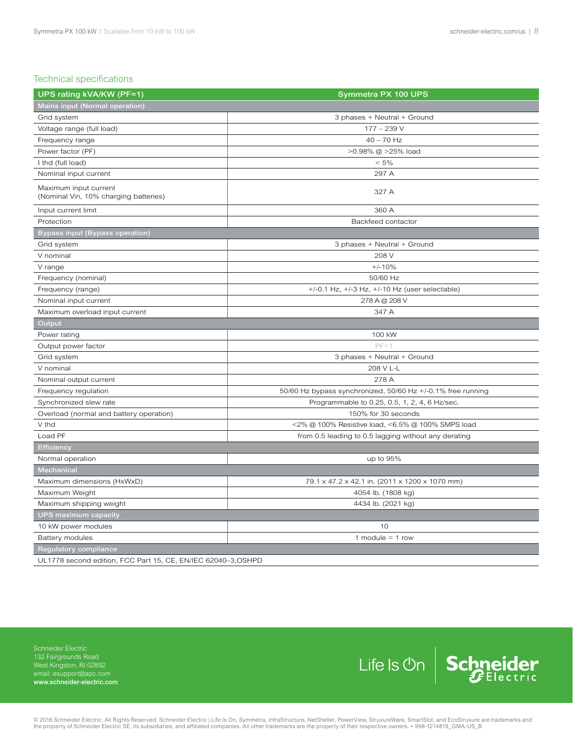## Technical specifications

| UPS rating kVA/KW (PF=1) | Symmetra PX 100 UPS |
|---|---|
| **Mains input (Normal operation)** | |
| Grid system | 3 phases + Neutral + Ground |
| Voltage range (full load) | 177 – 239 V |
| Frequency range | 40 – 70 Hz |
| Power factor (PF) | >0.98% @ >25% load |
| I thd (full load) | < 5% |
| Nominal input current | 297 A |
| Maximum input current (Nominal Vin, 10% charging batteries) | 327 A |
| Input current limit | 360 A |
| Protection | Backfeed contactor |
| **Bypass input (Bypass operation)** | |
| Grid system | 3 phases + Neutral + Ground |
| V nominal | 208 V |
| V range | +/-10% |
| Frequency (nominal) | 50/60 Hz |
| Frequency (range) | +/-0.1 Hz, +/-3 Hz, +/-10 Hz (user selectable) |
| Nominal input current | 278 A @ 208 V |
| Maximum overload input current | 347 A |
| **Output** | |
| Power rating | 100 kW |
| Output power factor | PF=1 |
| Grid system | 3 phases + Neutral + Ground |
| V nominal | 208 V L-L |
| Nominal output current | 278 A |
| Frequency regulation | 50/60 Hz bypass synchronized, 50/60 Hz +/-0.1% free running |
| Synchronized slew rate | Programmable to 0.25, 0.5, 1, 2, 4, 6 Hz/sec. |
| Overload (normal and battery operation) | 150% for 30 seconds |
| V thd | <2% @ 100% Resistive load, <6.5% @ 100% SMPS load |
| Load PF | from 0.5 leading to 0.5 lagging without any derating |
| **Efficiency** | |
| Normal operation | up to 95% |
| **Mechanical** | |
| Maximum dimensions (HxWxD) | 79.1 x 47.2 x 42.1 in. (2011 x 1200 x 1070 mm) |
| Maximum Weight | 4054 lb. (1808 kg) |
| Maximum shipping weight | 4434 lb. (2021 kg) |
| **UPS maximum capacity** | |
| 10 kW power modules | 10 |
| Battery modules | 1 module = 1 row |
| **Regulatory compliance** | |
| UL1778 second edition, FCC Part 15, CE, EN/IEC 62040–3,OSHPD | |

Schneider Electric
132 Fairgrounds Road
West Kingston, RI 02892
email: esupport@apc.com
**www.schneider-electric.com**

Life Is On | Schneider Electric

© 2016 Schneider Electric. All Rights Reserved. Schneider Electric | Life Is On, Symmetra, InfraStructure, NetShelter, PowerView, StruxureWare, SmartSlot, and EcoStruxure are trademarks and the property of Schneider Electric SE, its subsidiaries, and affiliated companies. All other trademarks are the property of their respective owners. • 998-1214819_GMA-US_B